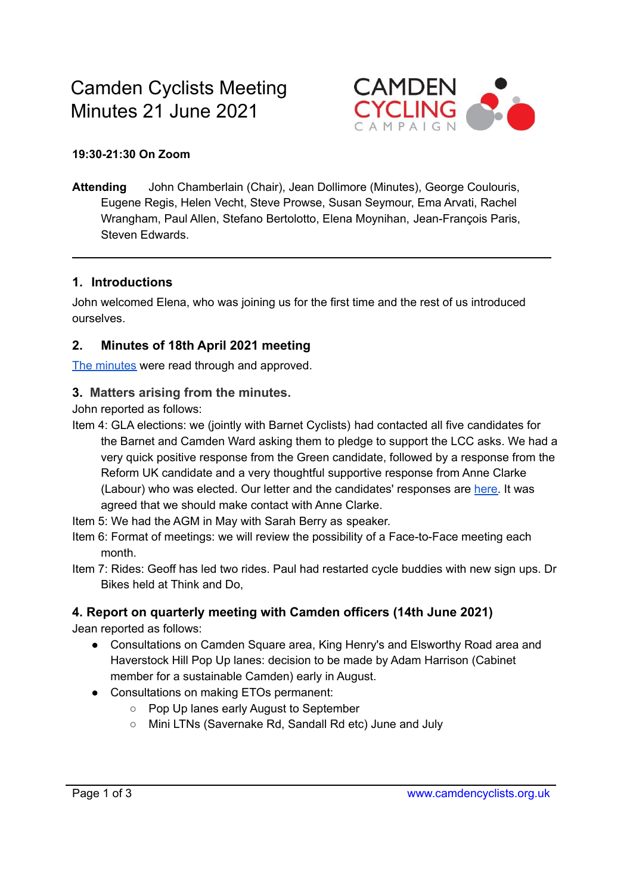# Camden Cyclists Meeting Minutes 21 June 2021

CAMDEN CYCLING CAMPAIGN

**19:30-21:30 On Zoom**

**Attending** John Chamberlain (Chair), Jean Dollimore (Minutes), George Coulouris, Eugene Regis, Helen Vecht, Steve Prowse, Susan Seymour, Ema Arvati, Rachel Wrangham, Paul Allen, Stefano Bertolotto, Elena Moynihan, Jean-François Paris, Steven Edwards.

---

## 1. Introductions

John welcomed Elena, who was joining us for the first time and the rest of us introduced ourselves.

## 2. Minutes of 18th April 2021 meeting

The minutes were read through and approved.

## 3. Matters arising from the minutes.

John reported as follows:

Item 4: GLA elections: we (jointly with Barnet Cyclists) had contacted all five candidates for the Barnet and Camden Ward asking them to pledge to support the LCC asks. We had a very quick positive response from the Green candidate, followed by a response from the Reform UK candidate and a very thoughtful supportive response from Anne Clarke (Labour) who was elected. Our letter and the candidates' responses are here. It was agreed that we should make contact with Anne Clarke.

Item 5: We had the AGM in May with Sarah Berry as speaker.

Item 6: Format of meetings: we will review the possibility of a Face-to-Face meeting each month.

Item 7: Rides: Geoff has led two rides. Paul had restarted cycle buddies with new sign ups. Dr Bikes held at Think and Do,

## 4. Report on quarterly meeting with Camden officers (14th June 2021)

Jean reported as follows:

- Consultations on Camden Square area, King Henry's and Elsworthy Road area and Haverstock Hill Pop Up lanes: decision to be made by Adam Harrison (Cabinet member for a sustainable Camden) early in August.
- Consultations on making ETOs permanent:
  - Pop Up lanes early August to September
  - Mini LTNs (Savernake Rd, Sandall Rd etc) June and July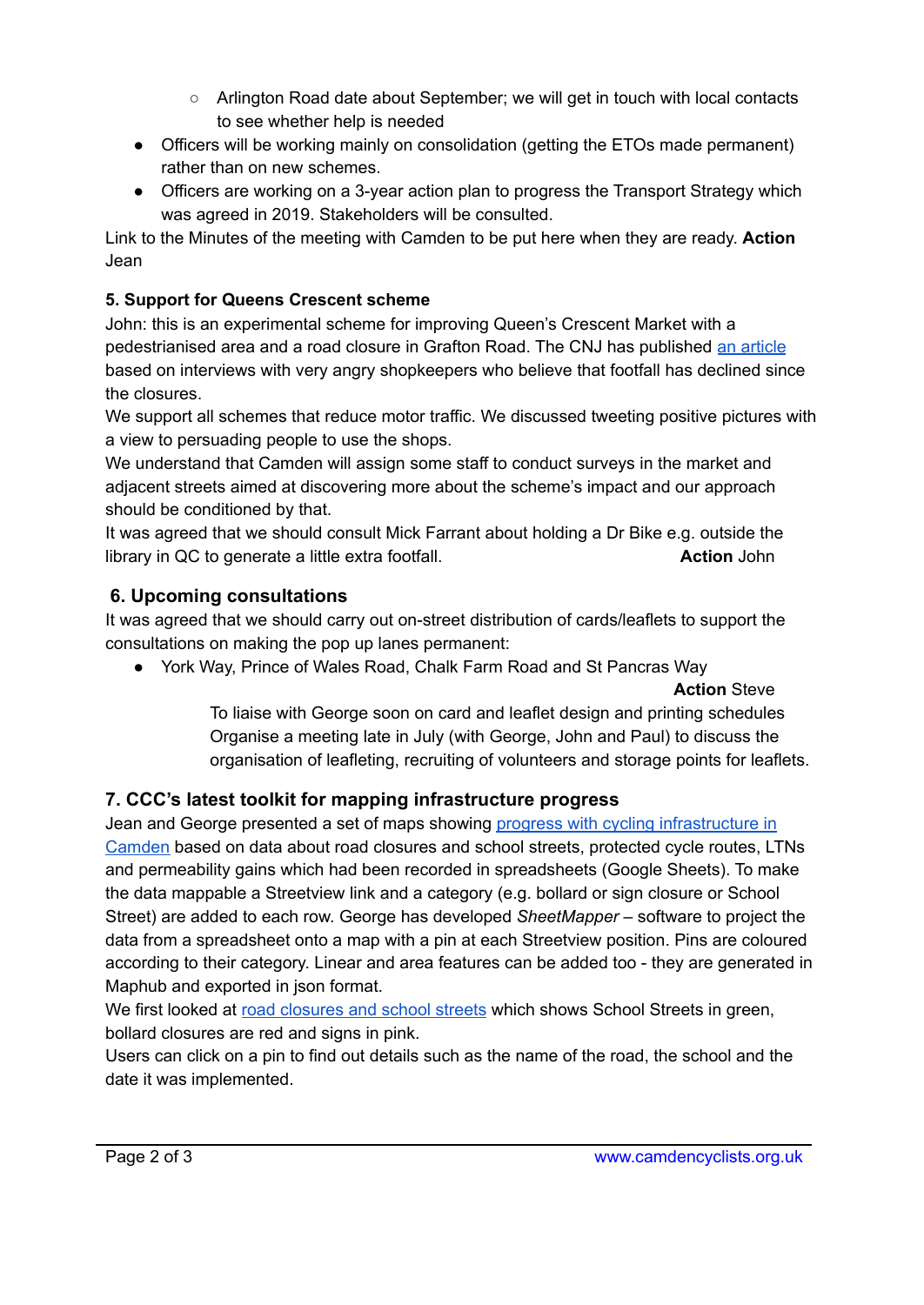- Arlington Road date about September; we will get in touch with local contacts to see whether help is needed
- Officers will be working mainly on consolidation (getting the ETOs made permanent) rather than on new schemes.
- Officers are working on a 3-year action plan to progress the Transport Strategy which was agreed in 2019. Stakeholders will be consulted.

Link to the Minutes of the meeting with Camden to be put here when they are ready. **Action** Jean

**5. Support for Queens Crescent scheme**

John: this is an experimental scheme for improving Queen's Crescent Market with a pedestrianised area and a road closure in Grafton Road. The CNJ has published an article based on interviews with very angry shopkeepers who believe that footfall has declined since the closures.

We support all schemes that reduce motor traffic. We discussed tweeting positive pictures with a view to persuading people to use the shops.

We understand that Camden will assign some staff to conduct surveys in the market and adjacent streets aimed at discovering more about the scheme's impact and our approach should be conditioned by that.

It was agreed that we should consult Mick Farrant about holding a Dr Bike e.g. outside the library in QC to generate a little extra footfall. **Action** John

## 6. Upcoming consultations

It was agreed that we should carry out on-street distribution of cards/leaflets to support the consultations on making the pop up lanes permanent:

- York Way, Prince of Wales Road, Chalk Farm Road and St Pancras Way

**Action** Steve

To liaise with George soon on card and leaflet design and printing schedules
Organise a meeting late in July (with George, John and Paul) to discuss the organisation of leafleting, recruiting of volunteers and storage points for leaflets.

## 7. CCC's latest toolkit for mapping infrastructure progress

Jean and George presented a set of maps showing progress with cycling infrastructure in Camden based on data about road closures and school streets, protected cycle routes, LTNs and permeability gains which had been recorded in spreadsheets (Google Sheets). To make the data mappable a Streetview link and a category (e.g. bollard or sign closure or School Street) are added to each row. George has developed *SheetMapper* – software to project the data from a spreadsheet onto a map with a pin at each Streetview position. Pins are coloured according to their category. Linear and area features can be added too - they are generated in Maphub and exported in json format.

We first looked at road closures and school streets which shows School Streets in green, bollard closures are red and signs in pink.

Users can click on a pin to find out details such as the name of the road, the school and the date it was implemented.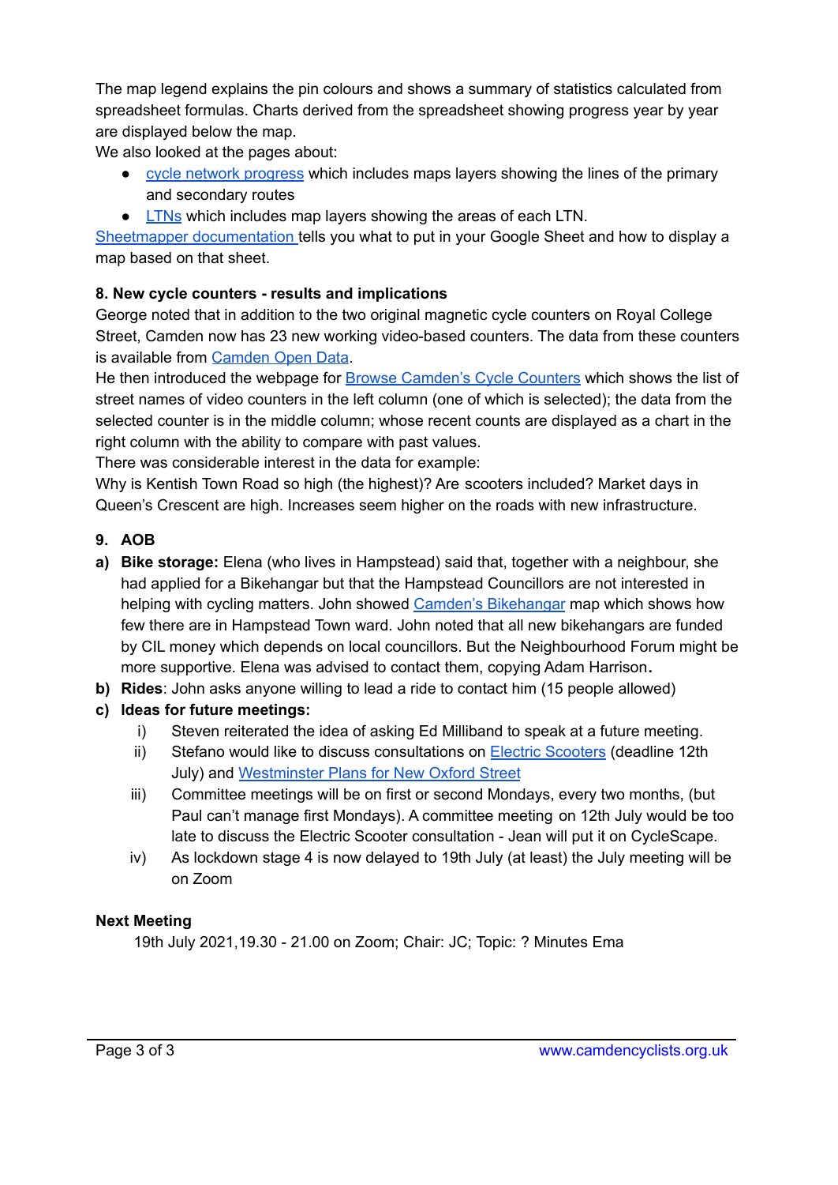The map legend explains the pin colours and shows a summary of statistics calculated from spreadsheet formulas. Charts derived from the spreadsheet showing progress year by year are displayed below the map.

We also looked at the pages about:

- cycle network progress which includes maps layers showing the lines of the primary and secondary routes
- LTNs which includes map layers showing the areas of each LTN.

Sheetmapper documentation tells you what to put in your Google Sheet and how to display a map based on that sheet.

### 8. New cycle counters - results and implications

George noted that in addition to the two original magnetic cycle counters on Royal College Street, Camden now has 23 new working video-based counters. The data from these counters is available from Camden Open Data.

He then introduced the webpage for Browse Camden's Cycle Counters which shows the list of street names of video counters in the left column (one of which is selected); the data from the selected counter is in the middle column; whose recent counts are displayed as a chart in the right column with the ability to compare with past values.

There was considerable interest in the data for example:

Why is Kentish Town Road so high (the highest)? Are scooters included? Market days in Queen's Crescent are high. Increases seem higher on the roads with new infrastructure.

### 9. AOB

a) **Bike storage:** Elena (who lives in Hampstead) said that, together with a neighbour, she had applied for a Bikehangar but that the Hampstead Councillors are not interested in helping with cycling matters. John showed Camden's Bikehangar map which shows how few there are in Hampstead Town ward. John noted that all new bikehangars are funded by CIL money which depends on local councillors. But the Neighbourhood Forum might be more supportive. Elena was advised to contact them, copying Adam Harrison.

b) **Rides**: John asks anyone willing to lead a ride to contact him (15 people allowed)

c) **Ideas for future meetings:**

   i) Steven reiterated the idea of asking Ed Milliband to speak at a future meeting.

   ii) Stefano would like to discuss consultations on Electric Scooters (deadline 12th July) and Westminster Plans for New Oxford Street

   iii) Committee meetings will be on first or second Mondays, every two months, (but Paul can't manage first Mondays). A committee meeting on 12th July would be too late to discuss the Electric Scooter consultation - Jean will put it on CycleScape.

   iv) As lockdown stage 4 is now delayed to 19th July (at least) the July meeting will be on Zoom

### Next Meeting

19th July 2021,19.30 - 21.00 on Zoom; Chair: JC; Topic: ? Minutes Ema